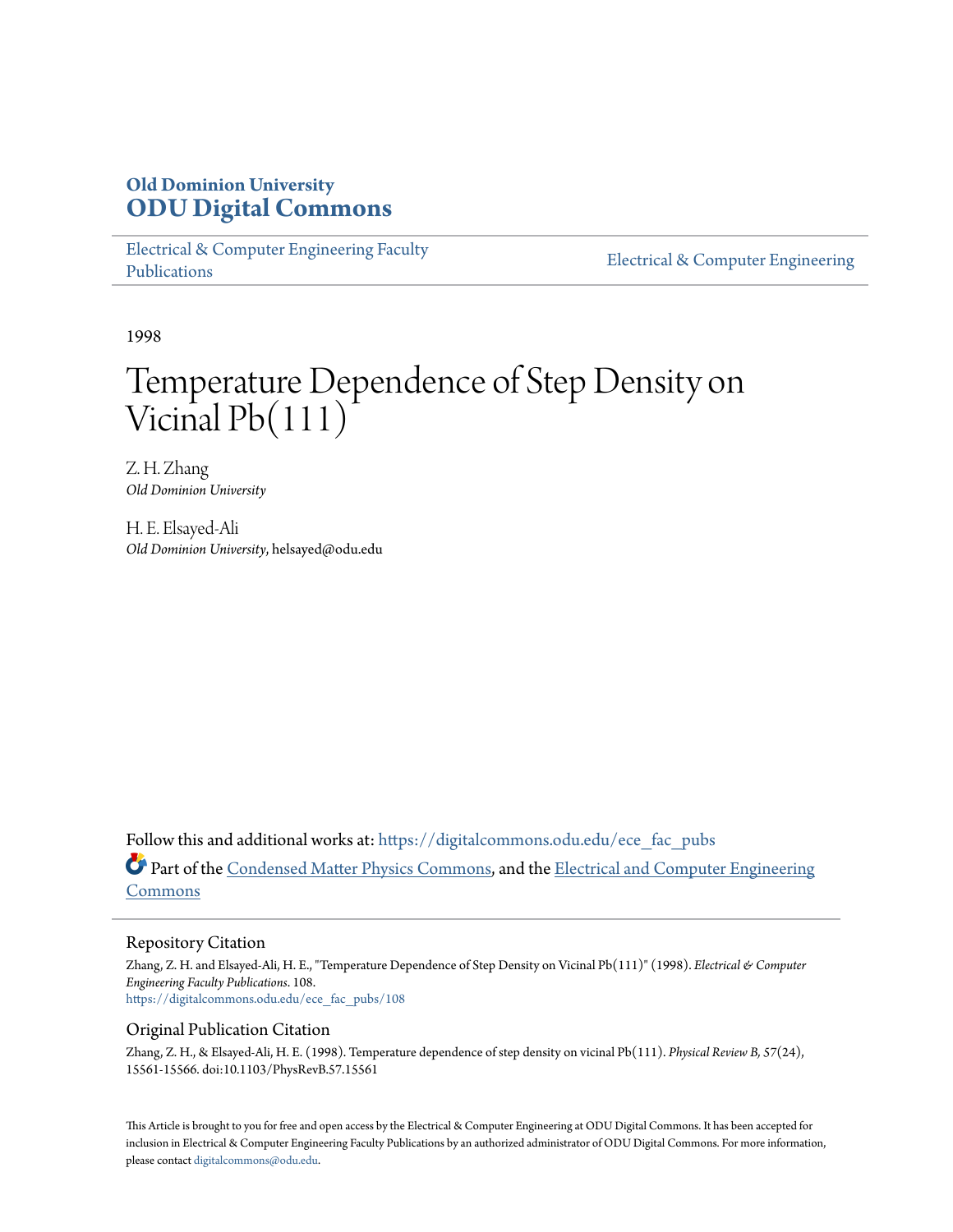**Old Dominion University**
**ODU Digital Commons**

Electrical & Computer Engineering Faculty Publications | Electrical & Computer Engineering

1998

# Temperature Dependence of Step Density on Vicinal Pb(111)

Z. H. Zhang
*Old Dominion University*

H. E. Elsayed-Ali
*Old Dominion University*, helsayed@odu.edu

Follow this and additional works at: https://digitalcommons.odu.edu/ece_fac_pubs

Part of the Condensed Matter Physics Commons, and the Electrical and Computer Engineering Commons

## Repository Citation

Zhang, Z. H. and Elsayed-Ali, H. E., "Temperature Dependence of Step Density on Vicinal Pb(111)" (1998). *Electrical & Computer Engineering Faculty Publications*. 108.
https://digitalcommons.odu.edu/ece_fac_pubs/108

## Original Publication Citation

Zhang, Z. H., & Elsayed-Ali, H. E. (1998). Temperature dependence of step density on vicinal Pb(111). *Physical Review B, 57*(24), 15561-15566. doi:10.1103/PhysRevB.57.15561

This Article is brought to you for free and open access by the Electrical & Computer Engineering at ODU Digital Commons. It has been accepted for inclusion in Electrical & Computer Engineering Faculty Publications by an authorized administrator of ODU Digital Commons. For more information, please contact digitalcommons@odu.edu.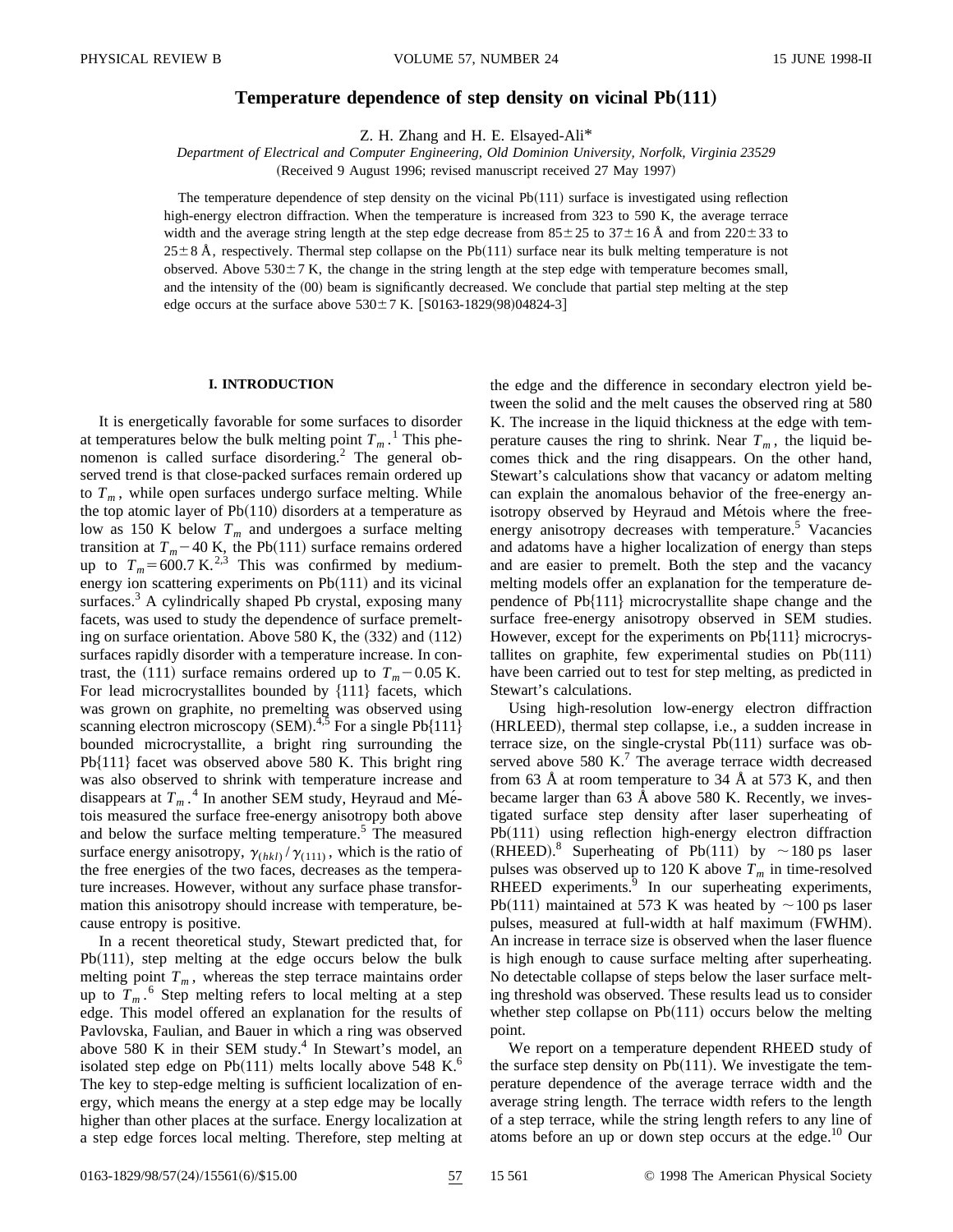# Temperature dependence of step density on vicinal Pb(111)

Z. H. Zhang and H. E. Elsayed-Ali*

*Department of Electrical and Computer Engineering, Old Dominion University, Norfolk, Virginia 23529*

(Received 9 August 1996; revised manuscript received 27 May 1997)

The temperature dependence of step density on the vicinal Pb(111) surface is investigated using reflection high-energy electron diffraction. When the temperature is increased from 323 to 590 K, the average terrace width and the average string length at the step edge decrease from $85 \pm 25$ to $37 \pm 16$ Å and from $220 \pm 33$ to $25 \pm 8$ Å, respectively. Thermal step collapse on the Pb(111) surface near its bulk melting temperature is not observed. Above $530 \pm 7$ K, the change in the string length at the step edge with temperature becomes small, and the intensity of the (00) beam is significantly decreased. We conclude that partial step melting at the step edge occurs at the surface above $530 \pm 7$ K. [S0163-1829(98)04824-3]

## I. INTRODUCTION

It is energetically favorable for some surfaces to disorder at temperatures below the bulk melting point $T_m$.[1] This phenomenon is called surface disordering.[2] The general observed trend is that close-packed surfaces remain ordered up to $T_m$, while open surfaces undergo surface melting. While the top atomic layer of Pb(110) disorders at a temperature as low as 150 K below $T_m$ and undergoes a surface melting transition at $T_m - 40$ K, the Pb(111) surface remains ordered up to $T_m = 600.7$ K.[2,3] This was confirmed by medium-energy ion scattering experiments on Pb(111) and its vicinal surfaces.[3] A cylindrically shaped Pb crystal, exposing many facets, was used to study the dependence of surface premelting on surface orientation. Above 580 K, the (332) and (112) surfaces rapidly disorder with a temperature increase. In contrast, the (111) surface remains ordered up to $T_m - 0.05$ K. For lead microcrystallites bounded by {111} facets, which was grown on graphite, no premelting was observed using scanning electron microscopy (SEM).[4,5] For a single Pb{111} bounded microcrystallite, a bright ring surrounding the Pb{111} facet was observed above 580 K. This bright ring was also observed to shrink with temperature increase and disappears at $T_m$.[4] In another SEM study, Heyraud and Métois measured the surface free-energy anisotropy both above and below the surface melting temperature.[5] The measured surface energy anisotropy, $\gamma_{(hkl)}/\gamma_{(111)}$, which is the ratio of the free energies of the two faces, decreases as the temperature increases. However, without any surface phase transformation this anisotropy should increase with temperature, because surface entropy is positive.

In a recent theoretical study, Stewart predicted that, for Pb(111), step melting at the edge occurs below the bulk melting point $T_m$, whereas the step terrace maintains order up to $T_m$.[6] Step melting refers to local melting at a step edge. This model offered an explanation for the results of Pavlovska, Faulian, and Bauer in which a ring was observed above 580 K in their SEM study.[4] In Stewart's model, an isolated step edge on Pb(111) melts locally above 548 K.[6] The key to step-edge melting is sufficient localization of energy, which means the energy at a step edge may be locally higher than other places at the surface. Energy localization at a step edge forces local melting. Therefore, step melting at the edge and the difference in secondary electron yield between the solid and the melt causes the observed ring at 580 K. The increase in the liquid thickness at the edge with temperature causes the ring to shrink. Near $T_m$, the liquid becomes thick and the ring disappears. On the other hand, Stewart's calculations show that vacancy or adatom melting can explain the anomalous behavior of the free-energy anisotropy observed by Heyraud and Métois where the free-energy anisotropy decreases with temperature.[5] Vacancies and adatoms have a higher localization of energy than steps and are easier to premelt. Both the step and the vacancy melting models offer an explanation for the temperature dependence of Pb{111} microcrystallite shape change and the surface free-energy anisotropy observed in SEM studies. However, except for the experiments on Pb{111} microcrystallites on graphite, few experimental studies on Pb(111) have been carried out to test for step melting, as predicted in Stewart's calculations.

Using high-resolution low-energy electron diffraction (HRLEED), thermal step collapse, i.e., a sudden increase in terrace size, on the single-crystal Pb(111) surface was observed above 580 K.[7] The average terrace width decreased from 63 Å at room temperature to 34 Å at 573 K, and then became larger than 63 Å above 580 K. Recently, we investigated surface step density after laser superheating of Pb(111) using reflection high-energy electron diffraction (RHEED).[8] Superheating of Pb(111) by $\sim 180$ ps laser pulses was observed up to 120 K above $T_m$ in time-resolved RHEED experiments.[9] In our superheating experiments, Pb(111) maintained at 573 K was heated by $\sim 100$ ps laser pulses, measured at full-width at half maximum (FWHM). An increase in terrace size is observed when the laser fluence is high enough to cause surface melting after superheating. No detectable collapse of steps below the laser surface melting threshold was observed. These results lead us to consider whether step collapse on Pb(111) occurs below the melting point.

We report on a temperature dependent RHEED study of the surface step density on Pb(111). We investigate the temperature dependence of the average terrace width and the average string length. The terrace width refers to the length of a step terrace, while the string length refers to any line of atoms before an up or down step occurs at the edge.[10] Our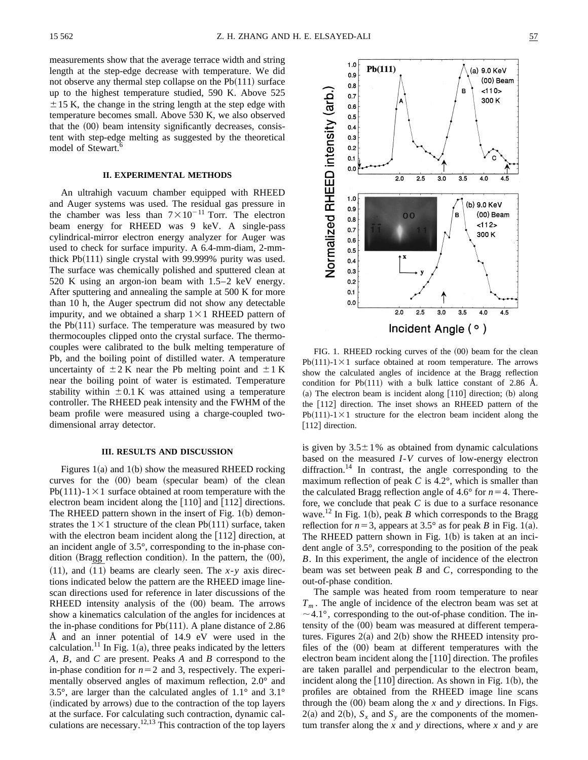measurements show that the average terrace width and string length at the step-edge decrease with temperature. We did not observe any thermal step collapse on the Pb(111) surface up to the highest temperature studied, 590 K. Above 525 $\pm 15$ K, the change in the string length at the step edge with temperature becomes small. Above 530 K, we also observed that the (00) beam intensity significantly decreases, consistent with step-edge melting as suggested by the theoretical model of Stewart.[6]

## II. EXPERIMENTAL METHODS

An ultrahigh vacuum chamber equipped with RHEED and Auger systems was used. The residual gas pressure in the chamber was less than $7\times10^{-11}$ Torr. The electron beam energy for RHEED was 9 keV. A single-pass cylindrical-mirror electron energy analyzer for Auger was used to check for surface impurity. A 6.4-mm-diam, 2-mm-thick Pb(111) single crystal with 99.999% purity was used. The surface was chemically polished and sputtered clean at 520 K using an argon-ion beam with 1.5–2 keV energy. After sputtering and annealing the sample at 500 K for more than 10 h, the Auger spectrum did not show any detectable impurity, and we obtained a sharp $1\times1$ RHEED pattern of the Pb(111) surface. The temperature was measured by two thermocouples clipped onto the crystal surface. The thermocouples were calibrated to the bulk melting temperature of Pb, and the boiling point of distilled water. A temperature uncertainty of $\pm 2$ K near the Pb melting point and $\pm 1$ K near the boiling point of water is estimated. Temperature stability within $\pm 0.1$ K was attained using a temperature controller. The RHEED peak intensity and the FWHM of the beam profile were measured using a charge-coupled two-dimensional array detector.

## III. RESULTS AND DISCUSSION

Figures 1(a) and 1(b) show the measured RHEED rocking curves for the (00) beam (specular beam) of the clean Pb(111)-$1\times1$ surface obtained at room temperature with the electron beam incident along the [110] and [112] directions. The RHEED pattern shown in the insert of Fig. 1(b) demonstrates the $1\times1$ structure of the clean Pb(111) surface, taken with the electron beam incident along the [112] direction, at an incident angle of 3.5°, corresponding to the in-phase condition (Bragg reflection condition). In the pattern, the (00), (11), and $(\bar{1}\bar{1})$ beams are clearly seen. The $x$-$y$ axis directions indicated below the pattern are the RHEED image line-scan directions used for reference in later discussions of the RHEED intensity analysis of the (00) beam. The arrows show a kinematics calculation of the angles for incidences at the in-phase conditions for Pb(111). A plane distance of 2.86 Å and an inner potential of 14.9 eV were used in the calculation.[11] In Fig. 1(a), three peaks indicated by the letters $A$, $B$, and $C$ are present. Peaks $A$ and $B$ correspond to the in-phase condition for $n=2$ and 3, respectively. The experimentally observed angles of maximum reflection, 2.0° and 3.5°, are larger than the calculated angles of 1.1° and 3.1° (indicated by arrows) due to the contraction of the top layers at the surface. For calculating such contraction, dynamic calculations are necessary.[12,13] This contraction of the top layers is given by $3.5\pm1\%$ as obtained from dynamic calculations based on the measured $I$-$V$ curves of low-energy electron diffraction.[14] In contrast, the angle corresponding to the maximum reflection of peak $C$ is 4.2°, which is smaller than the calculated Bragg reflection angle of 4.6° for $n=4$. Therefore, we conclude that peak $C$ is due to a surface resonance wave.[12] In Fig. 1(b), peak $B$ which corresponds to the Bragg reflection for $n=3$, appears at 3.5° as for peak $B$ in Fig. 1(a). The RHEED pattern shown in Fig. 1(b) is taken at an incident angle of 3.5°, corresponding to the position of the peak $B$. In this experiment, the angle of incidence of the electron beam was set between peak $B$ and $C$, corresponding to the out-of-phase condition.

FIG. 1. RHEED rocking curves of the (00) beam for the clean Pb(111)-$1\times1$ surface obtained at room temperature. The arrows show the calculated angles of incidence at the Bragg reflection condition for Pb(111) with a bulk lattice constant of 2.86 Å. (a) The electron beam is incident along [110] direction; (b) along the [112] direction. The inset shows an RHEED pattern of the Pb(111)-$1\times1$ structure for the electron beam incident along the [112] direction.

The sample was heated from room temperature to near $T_m$. The angle of incidence of the electron beam was set at $\sim$4.1°, corresponding to the out-of-phase condition. The intensity of the (00) beam was measured at different temperatures. Figures 2(a) and 2(b) show the RHEED intensity profiles of the (00) beam at different temperatures with the electron beam incident along the [110] direction. The profiles are taken parallel and perpendicular to the electron beam, incident along the [110] direction. As shown in Fig. 1(b), the profiles are obtained from the RHEED image line scans through the (00) beam along the $x$ and $y$ directions. In Figs. 2(a) and 2(b), $S_x$ and $S_y$ are the components of the momentum transfer along the $x$ and $y$ directions, where $x$ and $y$ are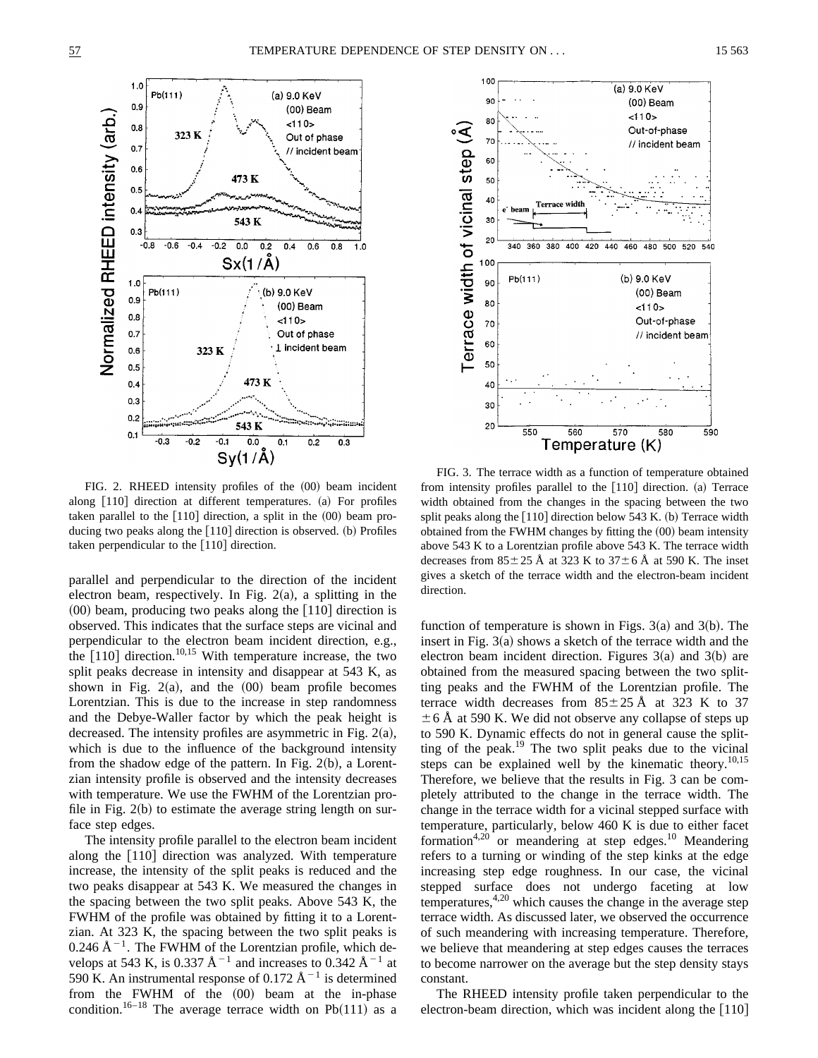FIG. 2. RHEED intensity profiles of the (00) beam incident along [110] direction at different temperatures. (a) For profiles taken parallel to the [110] direction, a split in the (00) beam producing two peaks along the [110] direction is observed. (b) Profiles taken perpendicular to the [110] direction.

FIG. 3. The terrace width as a function of temperature obtained from intensity profiles parallel to the [110] direction. (a) Terrace width obtained from the changes in the spacing between the two split peaks along the [110] direction below 543 K. (b) Terrace width obtained from the FWHM changes by fitting the (00) beam intensity above 543 K to a Lorentzian profile above 543 K. The terrace width decreases from $85\pm25$ Å at 323 K to $37\pm6$ Å at 590 K. The inset gives a sketch of the terrace width and the electron-beam incident direction.

parallel and perpendicular to the direction of the incident electron beam, respectively. In Fig. 2(a), a splitting in the (00) beam, producing two peaks along the [110] direction is observed. This indicates that the surface steps are vicinal and perpendicular to the electron beam incident direction, e.g., the [110] direction.[10,15] With temperature increase, the two split peaks decrease in intensity and disappear at 543 K, as shown in Fig. 2(a), and the (00) beam profile becomes Lorentzian. This is due to the increase in step randomness and the Debye-Waller factor by which the peak height is decreased. The intensity profiles are asymmetric in Fig. 2(a), which is due to the influence of the background intensity from the shadow edge of the pattern. In Fig. 2(b), a Lorentzian intensity profile is observed and the intensity decreases with temperature. We use the FWHM of the Lorentzian profile in Fig. 2(b) to estimate the average string length on surface step edges.

The intensity profile parallel to the electron beam incident along the [110] direction was analyzed. With temperature increase, the intensity of the split peaks is reduced and the two peaks disappear at 543 K. We measured the changes in the spacing between the two split peaks. Above 543 K, the FWHM of the profile was obtained by fitting it to a Lorentzian. At 323 K, the spacing between the two split peaks is 0.246 $Å^{-1}$. The FWHM of the Lorentzian profile, which develops at 543 K, is 0.337 $Å^{-1}$ and increases to 0.342 $Å^{-1}$ at 590 K. An instrumental response of 0.172 $Å^{-1}$ is determined from the FWHM of the (00) beam at the in-phase condition.[16–18] The average terrace width on Pb(111) as a function of temperature is shown in Figs. 3(a) and 3(b). The insert in Fig. 3(a) shows a sketch of the terrace width and the electron beam incident direction. Figures 3(a) and 3(b) are obtained from the measured spacing between the two splitting peaks and the FWHM of the Lorentzian profile. The terrace width decreases from $85\pm25$ Å at 323 K to 37 $\pm6$ Å at 590 K. We did not observe any collapse of steps up to 590 K. Dynamic effects do not in general cause the splitting of the peak.[19] The two split peaks due to the vicinal steps can be explained well by the kinematic theory.[10,15] Therefore, we believe that the results in Fig. 3 can be completely attributed to the change in the terrace width. The change in the terrace width for a vicinal stepped surface with temperature, particularly, below 460 K is due to either facet formation[4,20] or meandering at step edges.[10] Meandering refers to a turning or winding of the step kinks at the edge increasing step edge roughness. In our case, the vicinal stepped surface does not undergo faceting at low temperatures,[4,20] which causes the change in the average step terrace width. As discussed later, we observed the occurrence of such meandering with increasing temperature. Therefore, we believe that meandering at step edges causes the terraces to become narrower on the average but the step density stays constant.

The RHEED intensity profile taken perpendicular to the electron-beam direction, which was incident along the [110]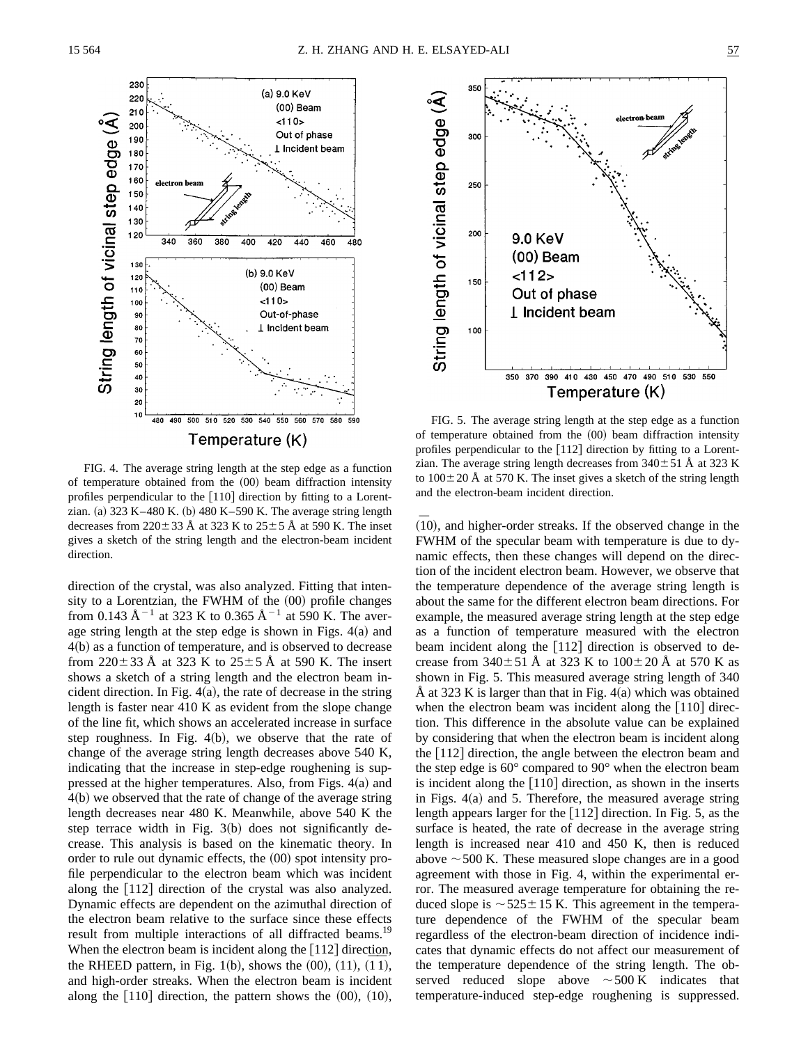FIG. 4. The average string length at the step edge as a function of temperature obtained from the (00) beam diffraction intensity profiles perpendicular to the [110] direction by fitting to a Lorentzian. (a) 323 K–480 K. (b) 480 K–590 K. The average string length decreases from 220± 33 Å at 323 K to 25± 5 Å at 590 K. The inset gives a sketch of the string length and the electron-beam incident direction.

direction of the crystal, was also analyzed. Fitting that intensity to a Lorentzian, the FWHM of the (00) profile changes from 0.143 $Å^{-1}$ at 323 K to 0.365 $Å^{-1}$ at 590 K. The average string length at the step edge is shown in Figs. 4(a) and 4(b) as a function of temperature, and is observed to decrease from 220± 33 Å at 323 K to 25± 5 Å at 590 K. The insert shows a sketch of a string length and the electron beam incident direction. In Fig. 4(a), the rate of decrease in the string length is faster near 410 K as evident from the slope change of the line fit, which shows an accelerated increase in surface step roughness. In Fig. 4(b), we observe that the rate of change of the average string length decreases above 540 K, indicating that the increase in step-edge roughening is suppressed at the higher temperatures. Also, from Figs. 4(a) and 4(b) we observed that the rate of change of the average string length decreases near 480 K. Meanwhile, above 540 K the step terrace width in Fig. 3(b) does not significantly decrease. This analysis is based on the kinematic theory. In order to rule out dynamic effects, the (00) spot intensity profile perpendicular to the electron beam which was incident along the [112] direction of the crystal was also analyzed. Dynamic effects are dependent on the azimuthal direction of the electron beam relative to the surface since these effects result from multiple interactions of all diffracted beams.[19] When the electron beam is incident along the [112] direction, the RHEED pattern, in Fig. 1(b), shows the (00), (11), $(\bar{1}\bar{1})$, and high-order streaks. When the electron beam is incident along the [110] direction, the pattern shows the (00), (10), $(\bar{1}0)$, and higher-order streaks. If the observed change in the FWHM of the specular beam with temperature is due to dynamic effects, then these changes will depend on the direction of the incident electron beam. However, we observe that the temperature dependence of the average string length is about the same for the different electron beam directions. For example, the measured average string length at the step edge as a function of temperature measured with the electron beam incident along the [112] direction is observed to decrease from 340± 51 Å at 323 K to 100± 20 Å at 570 K as shown in Fig. 5. This measured average string length of 340 Å at 323 K is larger than that in Fig. 4(a) which was obtained when the electron beam was incident along the [110] direction. This difference in the absolute value can be explained by considering that when the electron beam is incident along the [112] direction, the angle between the electron beam and the step edge is 60° compared to 90° when the electron beam is incident along the [110] direction, as shown in the inserts in Figs. 4(a) and 5. Therefore, the measured average string length appears larger for the [112] direction. In Fig. 5, as the surface is heated, the rate of decrease in the average string length is increased near 410 and 450 K, then is reduced above ~500 K. These measured slope changes are in a good agreement with those in Fig. 4, within the experimental error. The measured average temperature for obtaining the reduced slope is ~525± 15 K. This agreement in the temperature dependence of the FWHM of the specular beam regardless of the electron-beam direction of incidence indicates that dynamic effects do not affect our measurement of the temperature dependence of the string length. The observed reduced slope above ~500 K indicates that temperature-induced step-edge roughening is suppressed.

FIG. 5. The average string length at the step edge as a function of temperature obtained from the (00) beam diffraction intensity profiles perpendicular to the [112] direction by fitting to a Lorentzian. The average string length decreases from 340± 51 Å at 323 K to 100± 20 Å at 570 K. The inset gives a sketch of the string length and the electron-beam incident direction.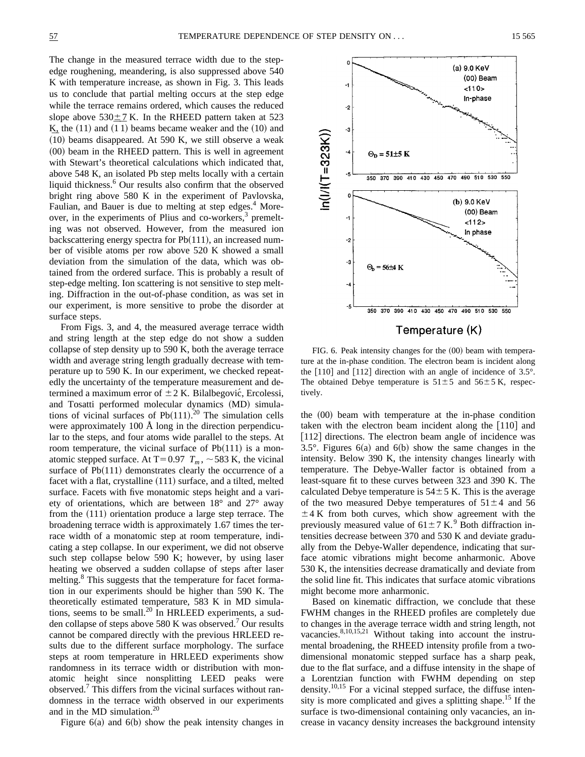The change in the measured terrace width due to the step-edge roughening, meandering, is also suppressed above 540 K with temperature increase, as shown in Fig. 3. This leads us to conclude that partial melting occurs at the step edge while the terrace remains ordered, which causes the reduced slope above $530\pm7$ K. In the RHEED pattern taken at 523 K, the (11) and $(1\bar{1})$ beams became weaker and the (10) and $(\bar{1}0)$ beams disappeared. At 590 K, we still observe a weak (00) beam in the RHEED pattern. This is well in agreement with Stewart's theoretical calculations which indicated that, above 548 K, an isolated Pb step melts locally with a certain liquid thickness.[6] Our results also confirm that the observed bright ring above 580 K in the experiment of Pavlovska, Faulian, and Bauer is due to melting at step edges.[4] Moreover, in the experiments of Plius and co-workers,[3] premelting was not observed. However, from the measured ion backscattering energy spectra for Pb(111), an increased number of visible atoms per row above 520 K showed a small deviation from the simulation of the data, which was obtained from the ordered surface. This is probably a result of step-edge melting. Ion scattering is not sensitive to step melting. Diffraction in the out-of-phase condition, as was set in our experiment, is more sensitive to probe the disorder at surface steps.

From Figs. 3, and 4, the measured average terrace width and string length at the step edge do not show a sudden collapse of step density up to 590 K, both the average terrace width and average string length gradually decrease with temperature up to 590 K. In our experiment, we checked repeatedly the uncertainty of the temperature measurement and determined a maximum error of $\pm2$ K. Bilalbegović, Ercolessi, and Tosatti performed molecular dynamics (MD) simulations of vicinal surfaces of Pb(111).[20] The simulation cells were approximately 100 Å long in the direction perpendicular to the steps, and four atoms wide parallel to the steps. At room temperature, the vicinal surface of Pb(111) is a monatomic stepped surface. At $T=0.97\ T_m$, $\sim583$ K, the vicinal surface of Pb(111) demonstrates clearly the occurrence of a facet with a flat, crystalline (111) surface, and a tilted, melted surface. Facets with five monatomic steps height and a variety of orientations, which are between 18° and 27° away from the (111) orientation produce a large step terrace. The broadening terrace width is approximately 1.67 times the terrace width of a monatomic step at room temperature, indicating a step collapse. In our experiment, we did not observe such step collapse below 590 K; however, by using laser heating we observed a sudden collapse of steps after laser melting.[8] This suggests that the temperature for facet formation in our experiments should be higher than 590 K. The theoretically estimated temperature, 583 K in MD simulations, seems to be small.[20] In HRLEED experiments, a sudden collapse of steps above 580 K was observed.[7] Our results cannot be compared directly with the previous HRLEED results due to the different surface morphology. The surface steps at room temperature in HRLEED experiments show randomness in its terrace width or distribution with monatomic height since nonsplitting LEED peaks were observed.[7] This differs from the vicinal surfaces without randomness in the terrace width observed in our experiments and in the MD simulation.[20]

Figure 6(a) and 6(b) show the peak intensity changes in the (00) beam with temperature at the in-phase condition taken with the electron beam incident along the [110] and [112] directions. The electron beam angle of incidence was 3.5°. Figures 6(a) and 6(b) show the same changes in the intensity. Below 390 K, the intensity changes linearly with temperature. The Debye-Waller factor is obtained from a least-square fit to these curves between 323 and 390 K. The calculated Debye temperature is $54\pm5$ K. This is the average of the two measured Debye temperatures of $51\pm4$ and $56\pm4$ K from both curves, which show agreement with the previously measured value of $61\pm7$ K.[9] Both diffraction intensities decrease between 370 and 530 K and deviate gradually from the Debye-Waller dependence, indicating that surface atomic vibrations might become anharmonic. Above 530 K, the intensities decrease dramatically and deviate from the solid line fit. This indicates that surface atomic vibrations might become more anharmonic.

FIG. 6. Peak intensity changes for the (00) beam with temperature at the in-phase condition. The electron beam is incident along the [110] and [112] direction with an angle of incidence of 3.5°. The obtained Debye temperature is $51\pm5$ and $56\pm5$ K, respectively.

Based on kinematic diffraction, we conclude that these FWHM changes in the RHEED profiles are completely due to changes in the average terrace width and string length, not vacancies.[8,10,15,21] Without taking into account the instrumental broadening, the RHEED intensity profile from a two-dimensional monatomic stepped surface has a sharp peak, due to the flat surface, and a diffuse intensity in the shape of a Lorentzian function with FWHM depending on step density.[10,15] For a vicinal stepped surface, the diffuse intensity is more complicated and gives a splitting shape.[15] If the surface is two-dimensional containing only vacancies, an increase in vacancy density increases the background intensity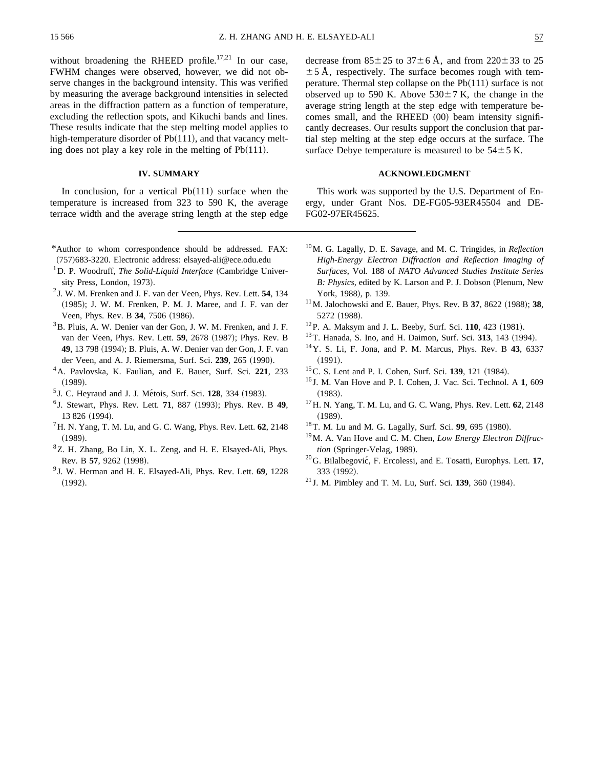without broadening the RHEED profile.[17,21] In our case, FWHM changes were observed, however, we did not observe changes in the background intensity. This was verified by measuring the average background intensities in selected areas in the diffraction pattern as a function of temperature, excluding the reflection spots, and Kikuchi bands and lines. These results indicate that the step melting model applies to high-temperature disorder of Pb(111), and that vacancy melting does not play a key role in the melting of Pb(111).

## IV. SUMMARY

In conclusion, for a vertical Pb(111) surface when the temperature is increased from 323 to 590 K, the average terrace width and the average string length at the step edge decrease from $85\pm25$ to $37\pm6$ Å, and from $220\pm33$ to $25\pm5$ Å, respectively. The surface becomes rough with temperature. Thermal step collapse on the Pb(111) surface is not observed up to 590 K. Above $530\pm7$ K, the change in the average string length at the step edge with temperature becomes small, and the RHEED (00) beam intensity significantly decreases. Our results support the conclusion that partial step melting at the step edge occurs at the surface. The surface Debye temperature is measured to be $54\pm5$ K.

## ACKNOWLEDGMENT

This work was supported by the U.S. Department of Energy, under Grant Nos. DE-FG05-93ER45504 and DE-FG02-97ER45625.

---

*Author to whom correspondence should be addressed. FAX: (757)683-3220. Electronic address: elsayed-ali@ece.odu.edu

[1] D. P. Woodruff, *The Solid-Liquid Interface* (Cambridge University Press, London, 1973).

[2] J. W. M. Frenken and J. F. van der Veen, Phys. Rev. Lett. **54**, 134 (1985); J. W. M. Frenken, P. M. J. Maree, and J. F. van der Veen, Phys. Rev. B **34**, 7506 (1986).

[3] B. Pluis, A. W. Denier van der Gon, J. W. M. Frenken, and J. F. van der Veen, Phys. Rev. Lett. **59**, 2678 (1987); Phys. Rev. B **49**, 13 798 (1994); B. Pluis, A. W. Denier van der Gon, J. F. van der Veen, and A. J. Riemersma, Surf. Sci. **239**, 265 (1990).

[4] A. Pavlovska, K. Faulian, and E. Bauer, Surf. Sci. **221**, 233 (1989).

[5] J. C. Heyraud and J. J. Métois, Surf. Sci. **128**, 334 (1983).

[6] J. Stewart, Phys. Rev. Lett. **71**, 887 (1993); Phys. Rev. B **49**, 13 826 (1994).

[7] H. N. Yang, T. M. Lu, and G. C. Wang, Phys. Rev. Lett. **62**, 2148 (1989).

[8] Z. H. Zhang, Bo Lin, X. L. Zeng, and H. E. Elsayed-Ali, Phys. Rev. B **57**, 9262 (1998).

[9] J. W. Herman and H. E. Elsayed-Ali, Phys. Rev. Lett. **69**, 1228 (1992).

[10] M. G. Lagally, D. E. Savage, and M. C. Tringides, in *Reflection High-Energy Electron Diffraction and Reflection Imaging of Surfaces*, Vol. 188 of *NATO Advanced Studies Institute Series B: Physics*, edited by K. Larson and P. J. Dobson (Plenum, New York, 1988), p. 139.

[11] M. Jalochowski and E. Bauer, Phys. Rev. B **37**, 8622 (1988); **38**, 5272 (1988).

[12] P. A. Maksym and J. L. Beeby, Surf. Sci. **110**, 423 (1981).

[13] T. Hanada, S. Ino, and H. Daimon, Surf. Sci. **313**, 143 (1994).

[14] Y. S. Li, F. Jona, and P. M. Marcus, Phys. Rev. B **43**, 6337 (1991).

[15] C. S. Lent and P. I. Cohen, Surf. Sci. **139**, 121 (1984).

[16] J. M. Van Hove and P. I. Cohen, J. Vac. Sci. Technol. A **1**, 609 (1983).

[17] H. N. Yang, T. M. Lu, and G. C. Wang, Phys. Rev. Lett. **62**, 2148 (1989).

[18] T. M. Lu and M. G. Lagally, Surf. Sci. **99**, 695 (1980).

[19] M. A. Van Hove and C. M. Chen, *Low Energy Electron Diffraction* (Springer-Velag, 1989).

[20] G. Bilalbegović, F. Ercolessi, and E. Tosatti, Europhys. Lett. **17**, 333 (1992).

[21] J. M. Pimbley and T. M. Lu, Surf. Sci. **139**, 360 (1984).